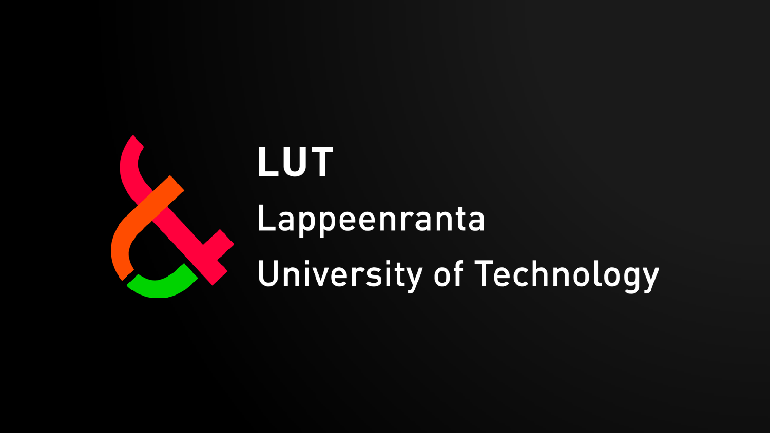# LUT

Lappeenranta

University of Technology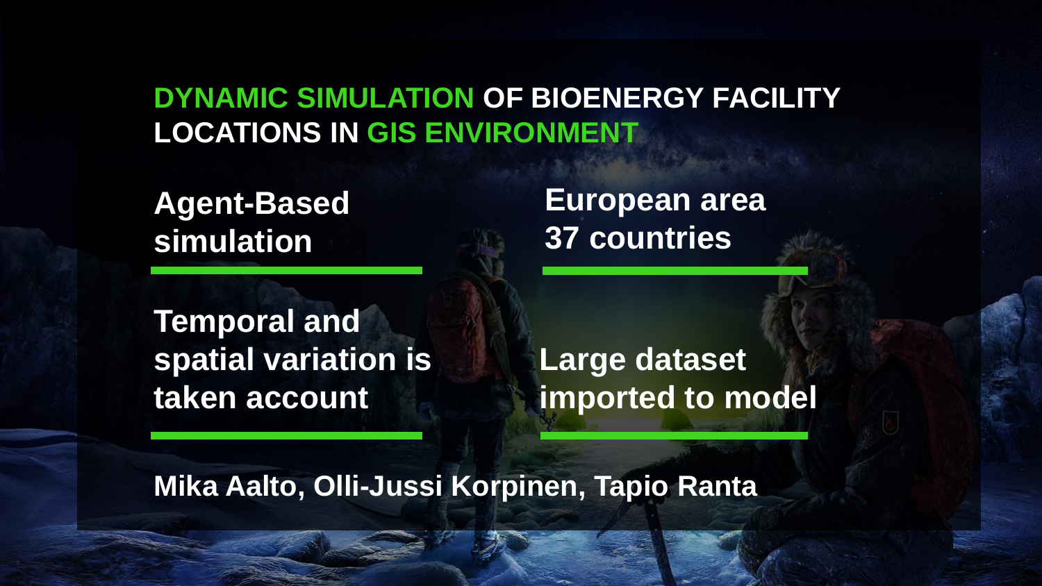# DYNAMIC SIMULATION OF BIOENERGY FACILITY LOCATIONS IN GIS ENVIRONMENT

**Agent-Based simulation**

**European area 37 countries**

**Temporal and spatial variation is taken account**

**Large dataset imported to model**

**Mika Aalto, Olli-Jussi Korpinen, Tapio Ranta**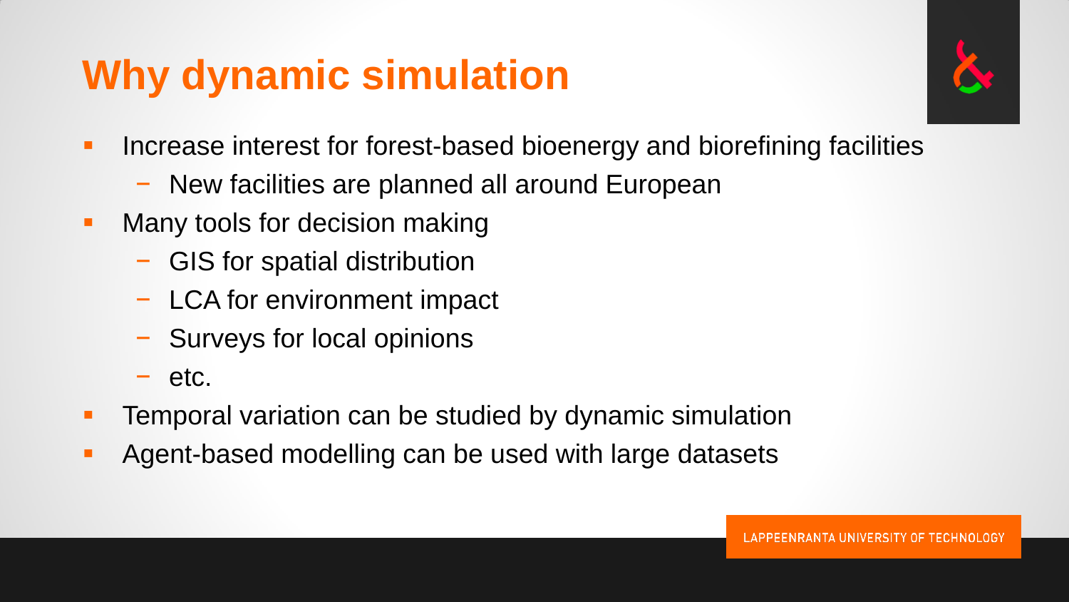# Why dynamic simulation

- Increase interest for forest-based bioenergy and biorefining facilities
  - New facilities are planned all around European
- Many tools for decision making
  - GIS for spatial distribution
  - LCA for environment impact
  - Surveys for local opinions
  - etc.
- Temporal variation can be studied by dynamic simulation
- Agent-based modelling can be used with large datasets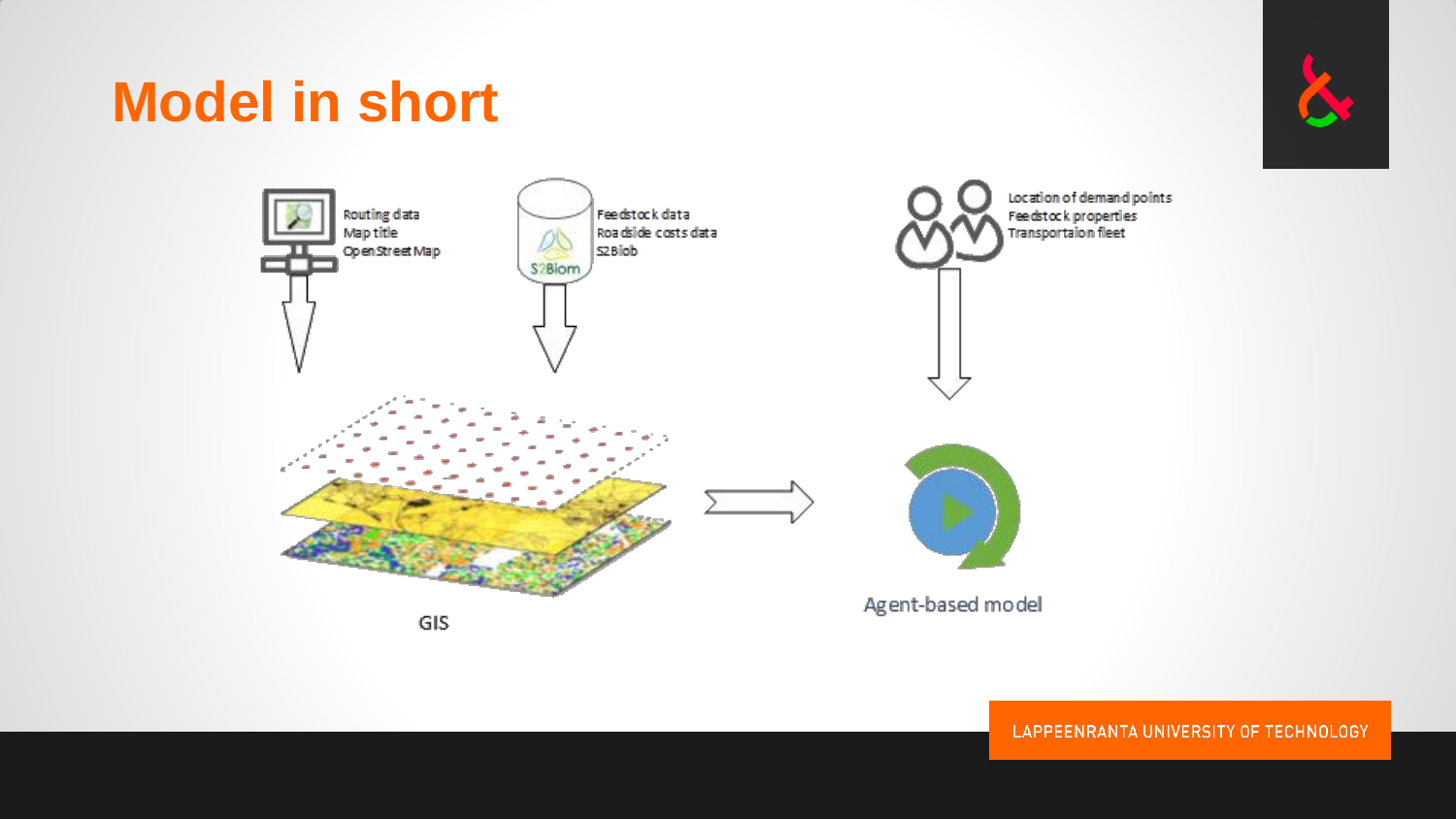# Model in short

Routing data
Map title
OpenStreetMap

Feedstock data
Roadside costs data
S2Biob

Location of demand points
Feedstock properties
Transportaion fleet

GIS

Agent-based model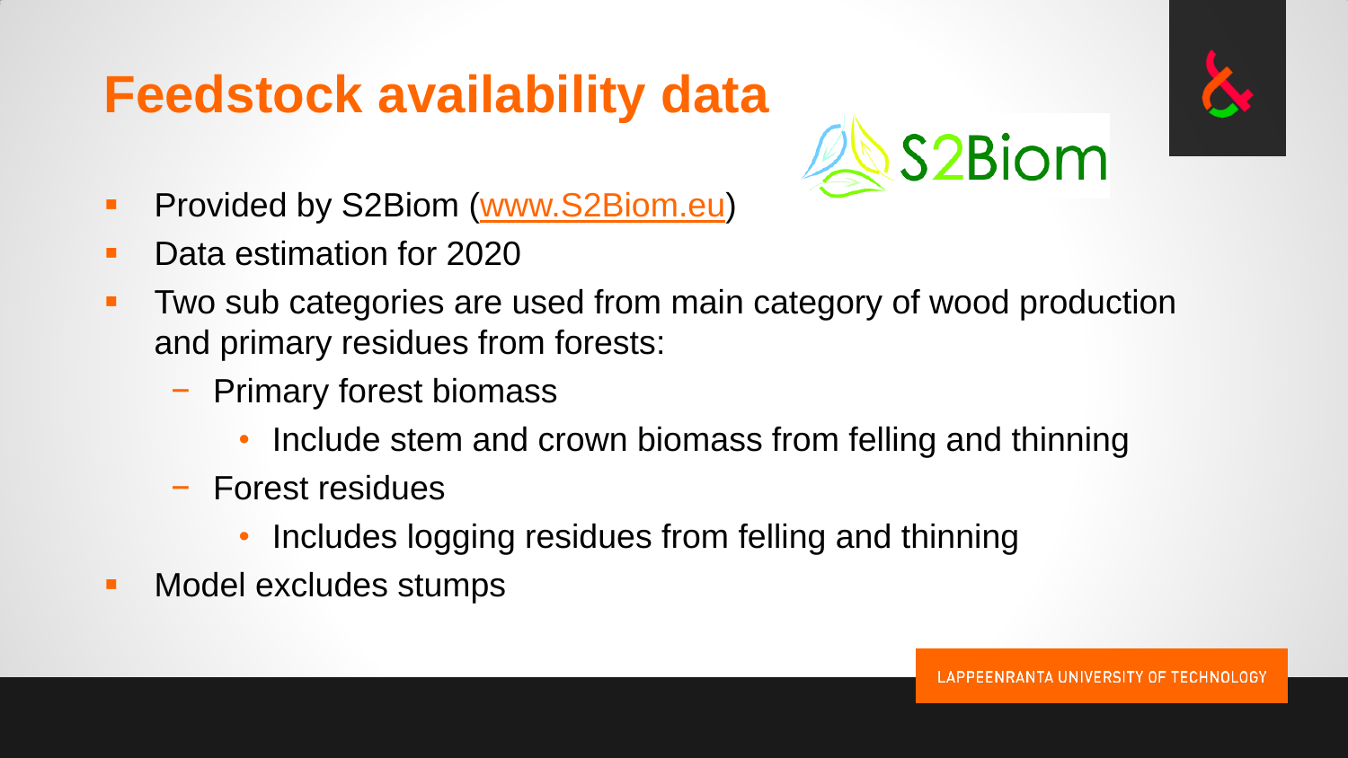# Feedstock availability data

- Provided by S2Biom ([www.S2Biom.eu](http://www.S2Biom.eu))
- Data estimation for 2020
- Two sub categories are used from main category of wood production and primary residues from forests:
  - Primary forest biomass
    - Include stem and crown biomass from felling and thinning
  - Forest residues
    - Includes logging residues from felling and thinning
- Model excludes stumps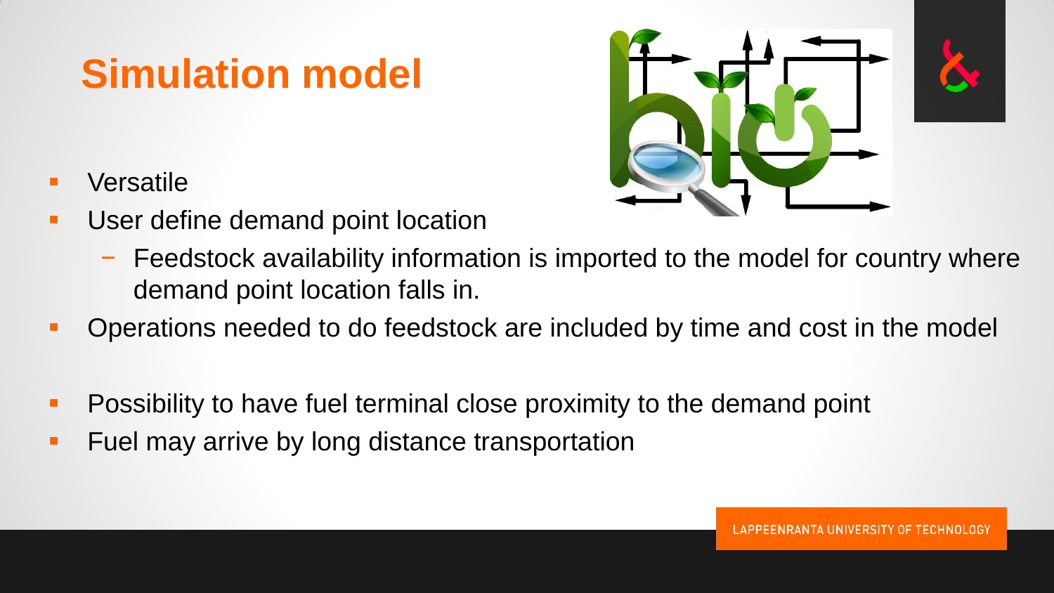# Simulation model

- Versatile
- User define demand point location
  - Feedstock availability information is imported to the model for country where demand point location falls in.
- Operations needed to do feedstock are included by time and cost in the model

- Possibility to have fuel terminal close proximity to the demand point
- Fuel may arrive by long distance transportation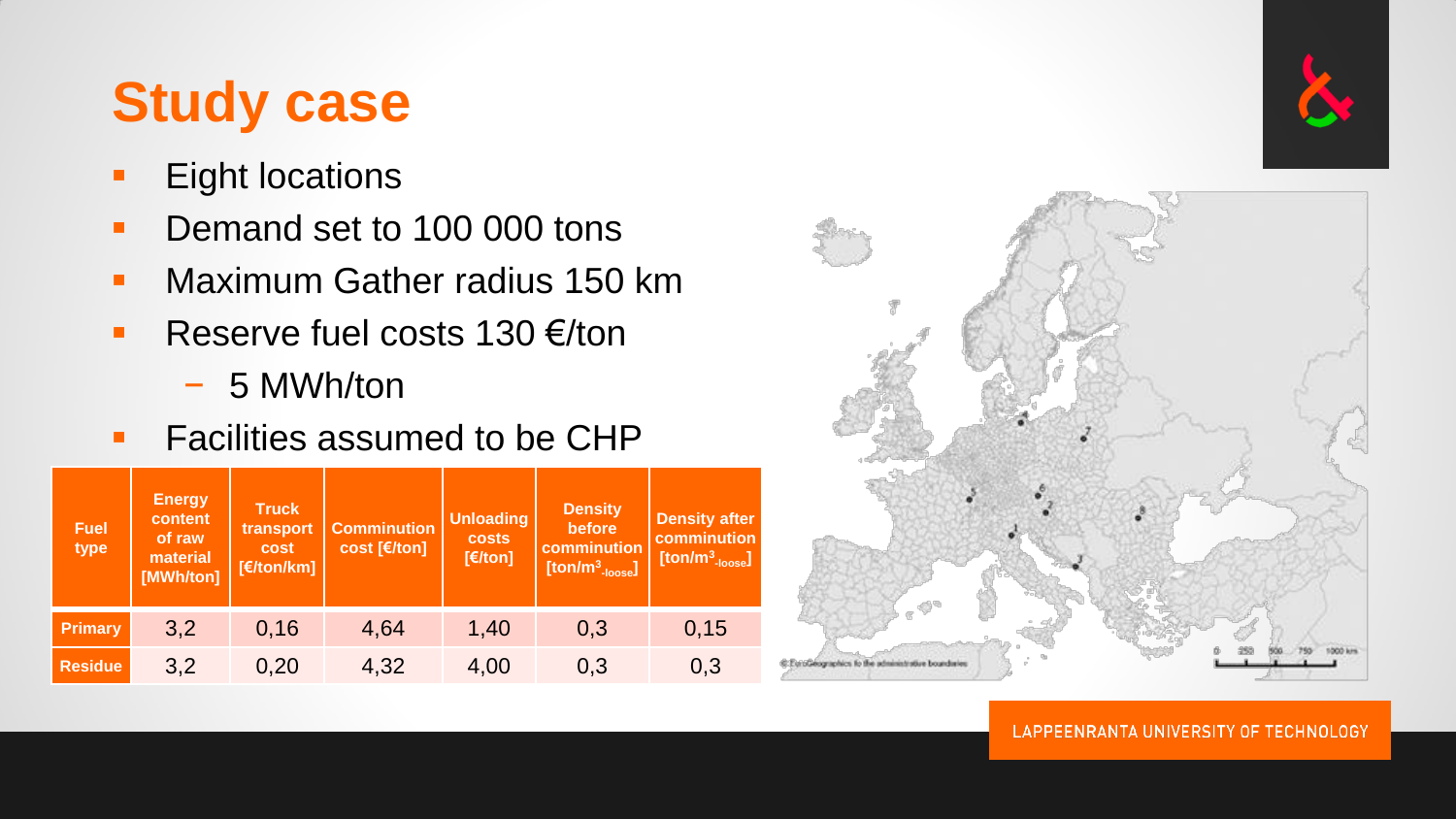# Study case

- Eight locations
- Demand set to 100 000 tons
- Maximum Gather radius 150 km
- Reserve fuel costs 130 €/ton
  - 5 MWh/ton
- Facilities assumed to be CHP

| Fuel type | Energy content of raw material [MWh/ton] | Truck transport cost [€/ton/km] | Commination cost [€/ton] | Unloading costs [€/ton] | Density before commination [ton/$m^3_{-loose}$] | Density after commination [ton/$m^3_{-loose}$] |
|---|---|---|---|---|---|---|
| Primary | 3,2 | 0,16 | 4,64 | 1,40 | 0,3 | 0,15 |
| Residue | 3,2 | 0,20 | 4,32 | 4,00 | 0,3 | 0,3 |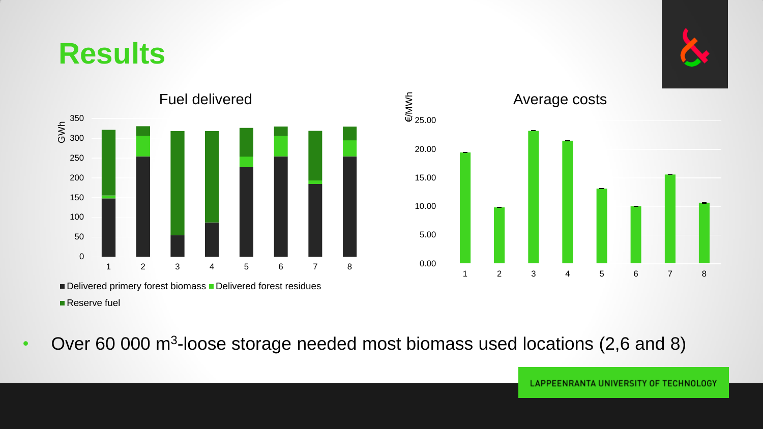# Results

**Fuel delivered**

GWh

■ Delivered primery forest biomass ■ Delivered forest residues ■ Reserve fuel

**Average costs**

€/MWh

- Over 60 000 $m^3$-loose storage needed most biomass used locations (2,6 and 8)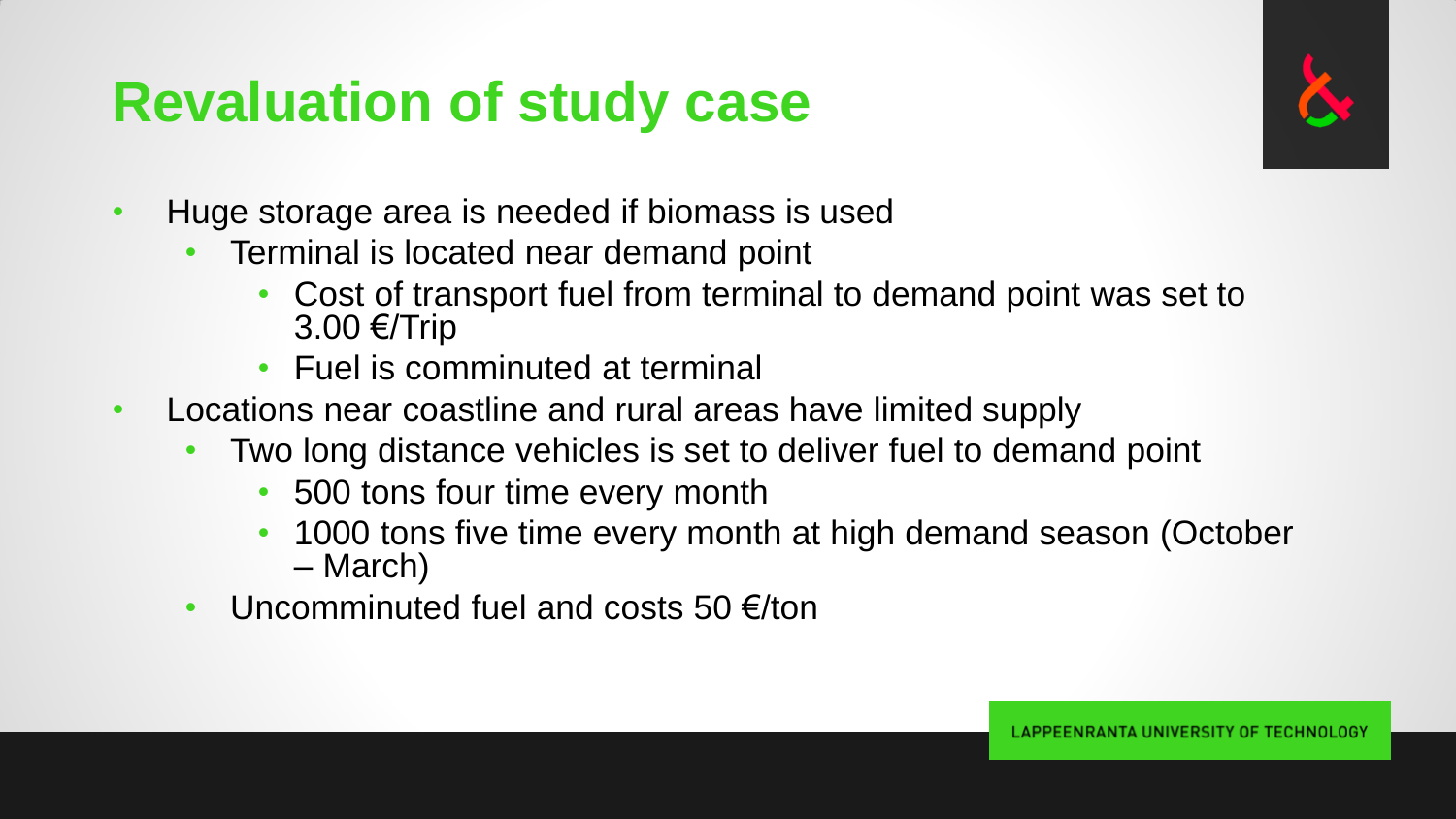# Revaluation of study case

- Huge storage area is needed if biomass is used
  - Terminal is located near demand point
    - Cost of transport fuel from terminal to demand point was set to 3.00 €/Trip
    - Fuel is comminuted at terminal
- Locations near coastline and rural areas have limited supply
  - Two long distance vehicles is set to deliver fuel to demand point
    - 500 tons four time every month
    - 1000 tons five time every month at high demand season (October – March)
  - Uncomminuted fuel and costs 50 €/ton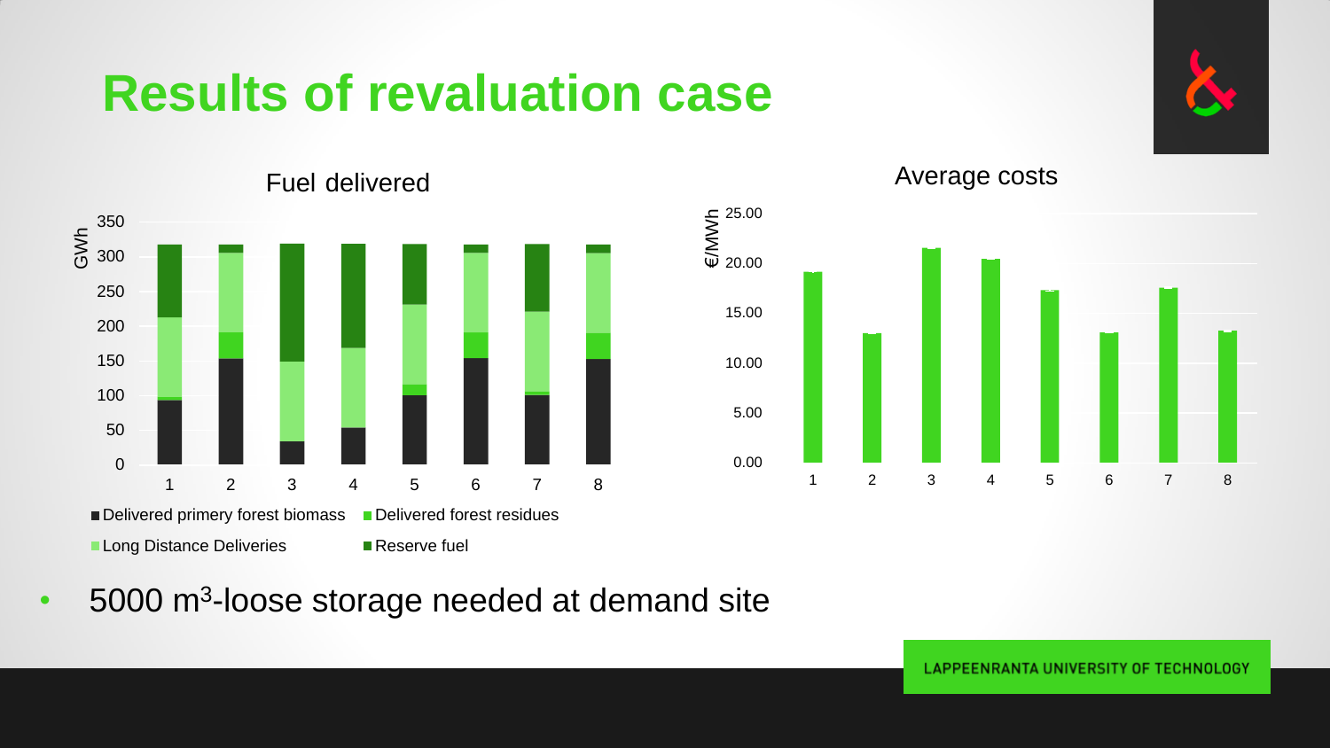# Results of revaluation case

Fuel delivered

GWh

350
300
250
200
150
100
50
0

1 2 3 4 5 6 7 8

■ Delivered primery forest biomass ■ Delivered forest residues
■ Long Distance Deliveries ■ Reserve fuel

Average costs

€/MWh

25.00
20.00
15.00
10.00
5.00
0.00

1 2 3 4 5 6 7 8

- 5000 $m^3$-loose storage needed at demand site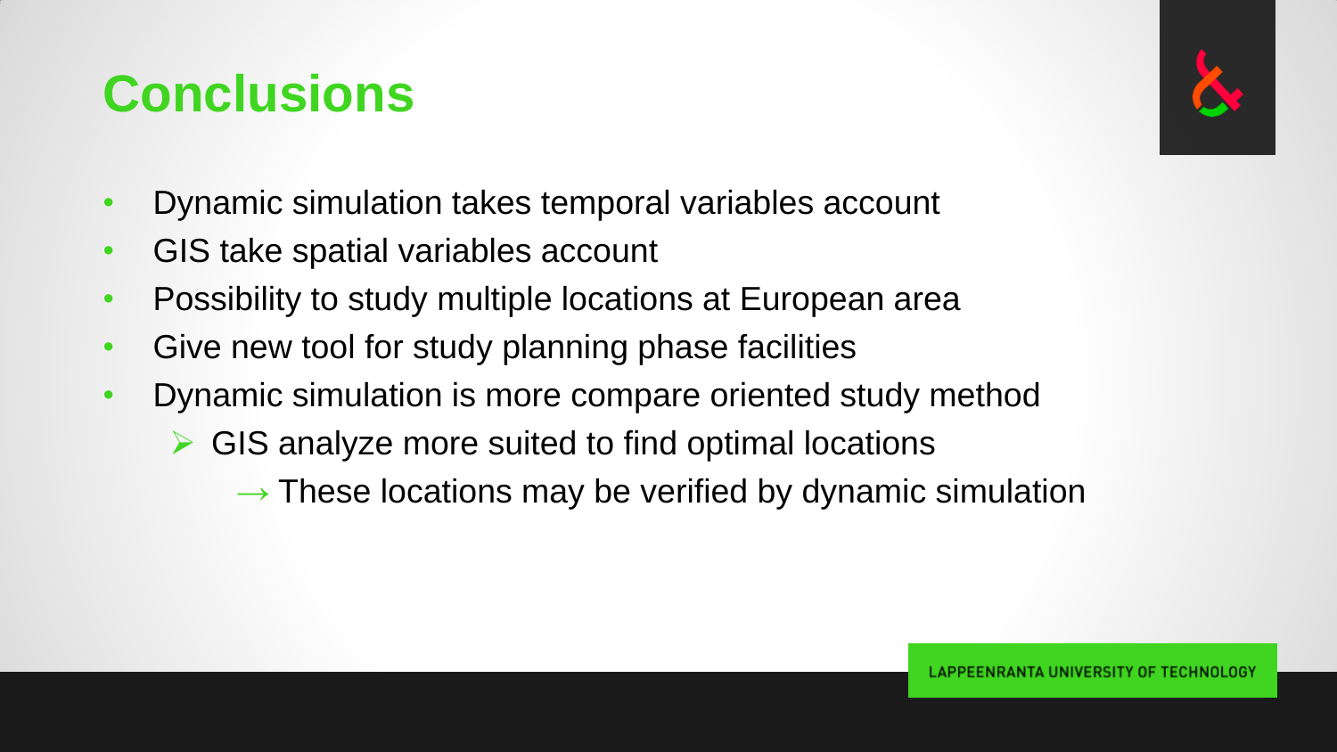# Conclusions

- Dynamic simulation takes temporal variables account
- GIS take spatial variables account
- Possibility to study multiple locations at European area
- Give new tool for study planning phase facilities
- Dynamic simulation is more compare oriented study method
  - GIS analyze more suited to find optimal locations
    - → These locations may be verified by dynamic simulation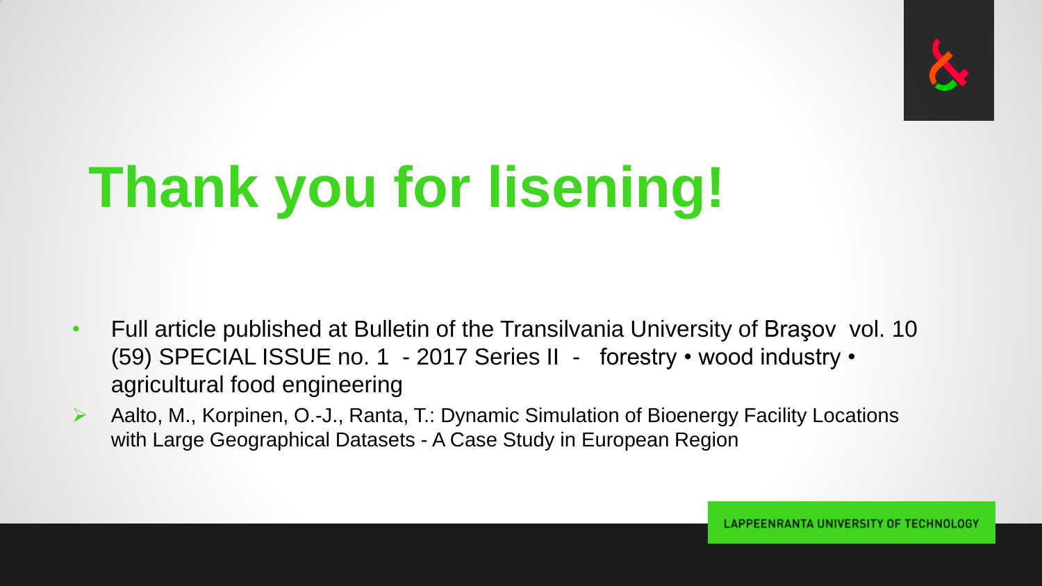# Thank you for lisening!

- Full article published at Bulletin of the Transilvania University of Braşov vol. 10 (59) SPECIAL ISSUE no. 1 - 2017 Series II - forestry • wood industry • agricultural food engineering
- Aalto, M., Korpinen, O.-J., Ranta, T.: Dynamic Simulation of Bioenergy Facility Locations with Large Geographical Datasets - A Case Study in European Region